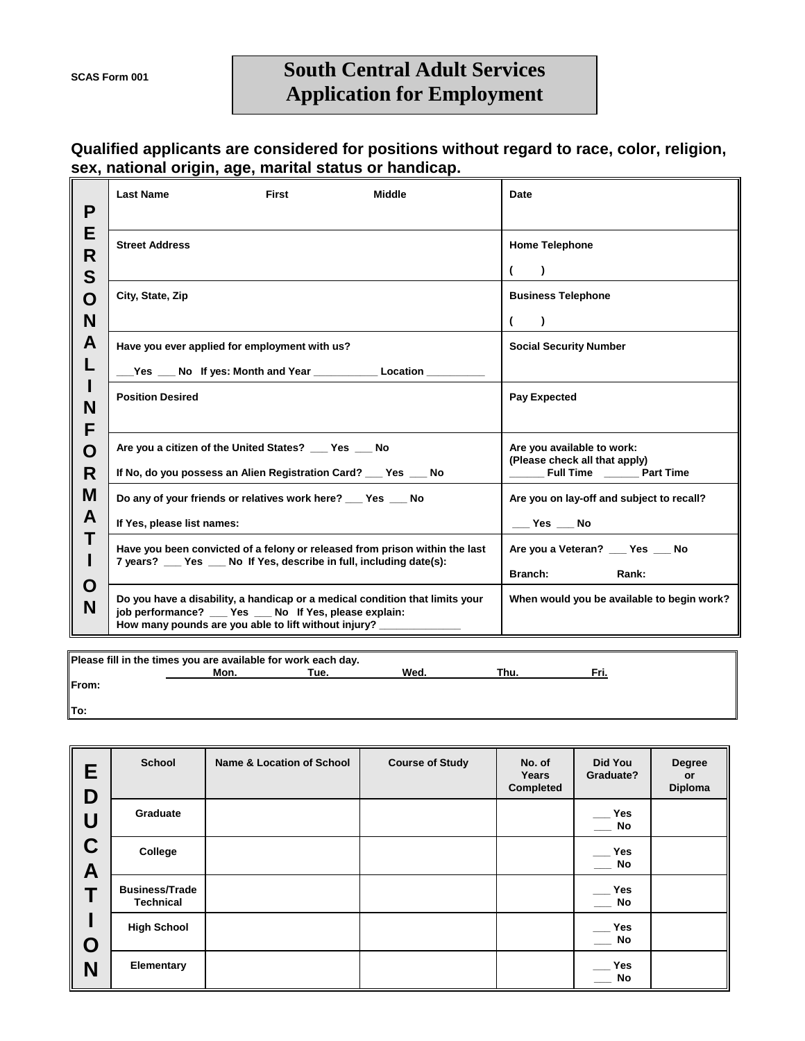SCAS Form 001

# South Central Adult Services
# Application for Employment

**Qualified applicants are considered for positions without regard to race, color, religion, sex, national origin, age, marital status or handicap.**

## PERSONAL INFORMATION

| | |
|---|---|
| **Last Name** **First** **Middle** | **Date** |
| **Street Address** | **Home Telephone** ( ) |
| **City, State, Zip** | **Business Telephone** ( ) |
| **Have you ever applied for employment with us?** ___Yes ___ No If yes: Month and Year ___________ Location __________ | **Social Security Number** |
| **Position Desired** | **Pay Expected** |
| **Are you a citizen of the United States?** ___ Yes ___ No<br>**If No, do you possess an Alien Registration Card?** ___ Yes ___ No | **Are you available to work:** (Please check all that apply)<br>______ Full Time ______ Part Time |
| **Do any of your friends or relatives work here?** ___ Yes ___ No<br>**If Yes, please list names:** | **Are you on lay-off and subject to recall?**<br>___ Yes ___ No |
| **Have you been convicted of a felony or released from prison within the last 7 years?** ___ Yes ___ No If Yes, describe in full, including date(s): | **Are you a Veteran?** ___ Yes ___ No<br>**Branch:** **Rank:** |
| **Do you have a disability, a handicap or a medical condition that limits your job performance?** ___ Yes ___ No If Yes, please explain:<br>How many pounds are you able to lift without injury? _____________ | **When would you be available to begin work?** |

**Please fill in the times you are available for work each day.**

| | Mon. | Tue. | Wed. | Thu. | Fri. |
|---|---|---|---|---|---|
| From: | | | | | |
| To: | | | | | |

## EDUCATION

| School | Name & Location of School | Course of Study | No. of Years Completed | Did You Graduate? | Degree or Diploma |
|---|---|---|---|---|---|
| Graduate | | | | ___ Yes<br>___ No | |
| College | | | | ___ Yes<br>___ No | |
| Business/Trade Technical | | | | ___ Yes<br>___ No | |
| High School | | | | ___ Yes<br>___ No | |
| Elementary | | | | ___ Yes<br>___ No | |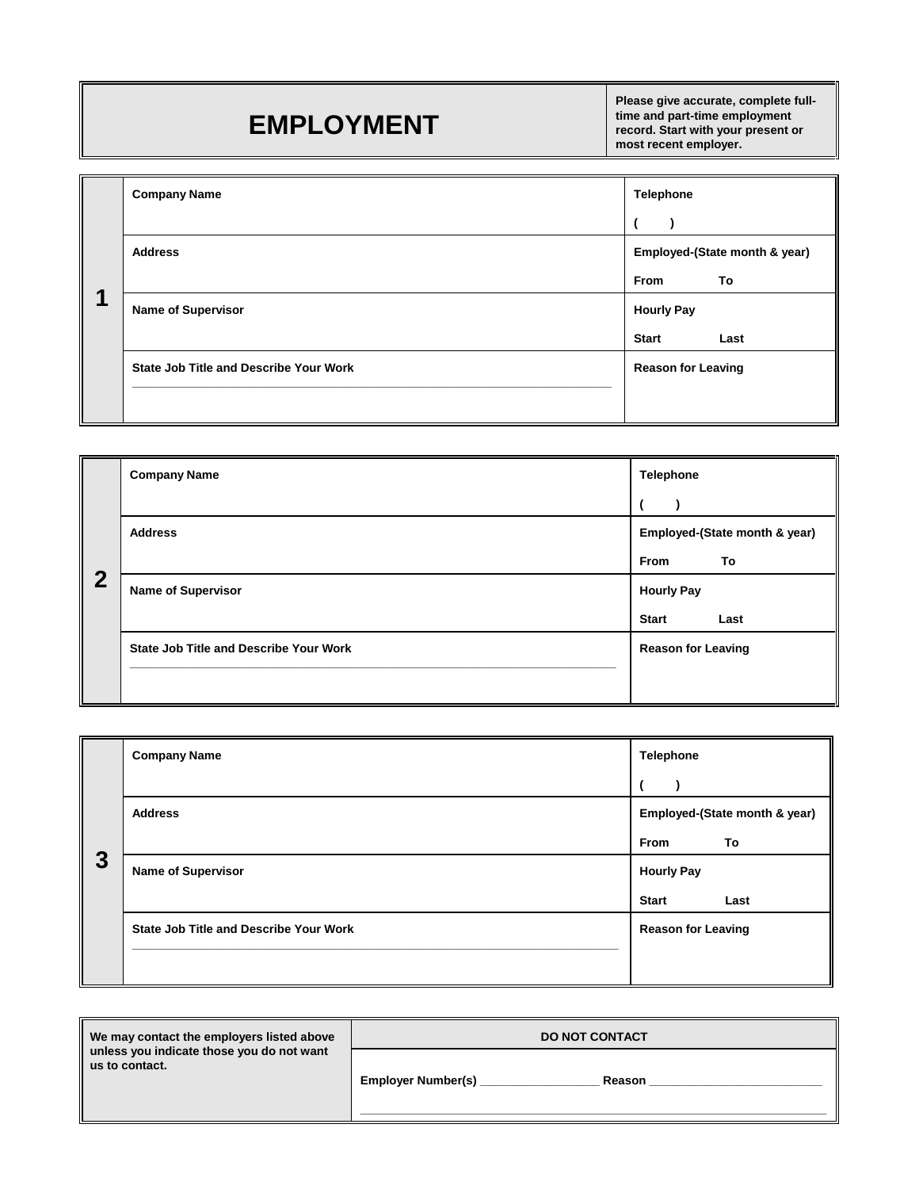# EMPLOYMENT

**Please give accurate, complete full-time and part-time employment record. Start with your present or most recent employer.**

| | | |
|---|---|---|
| **1** | **Company Name** | **Telephone** ( ) |
| | **Address** | **Employed-(State month & year)** From To |
| | **Name of Supervisor** | **Hourly Pay** Start Last |
| | **State Job Title and Describe Your Work** | **Reason for Leaving** |

| | | |
|---|---|---|
| **2** | **Company Name** | **Telephone** ( ) |
| | **Address** | **Employed-(State month & year)** From To |
| | **Name of Supervisor** | **Hourly Pay** Start Last |
| | **State Job Title and Describe Your Work** | **Reason for Leaving** |

| | | |
|---|---|---|
| **3** | **Company Name** | **Telephone** ( ) |
| | **Address** | **Employed-(State month & year)** From To |
| | **Name of Supervisor** | **Hourly Pay** Start Last |
| | **State Job Title and Describe Your Work** | **Reason for Leaving** |

| We may contact the employers listed above unless you indicate those you do not want us to contact. | DO NOT CONTACT |
|---|---|
| | Employer Number(s) __________________ Reason __________________________ |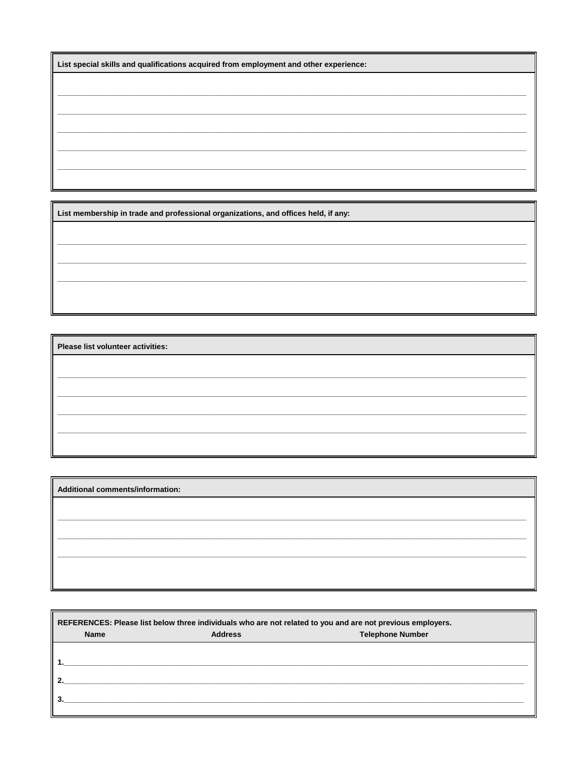**List special skills and qualifications acquired from employment and other experience:**

______________________________________________________________________________

______________________________________________________________________________

______________________________________________________________________________

______________________________________________________________________________

______________________________________________________________________________

**List membership in trade and professional organizations, and offices held, if any:**

______________________________________________________________________________

______________________________________________________________________________

______________________________________________________________________________

**Please list volunteer activities:**

______________________________________________________________________________

______________________________________________________________________________

______________________________________________________________________________

______________________________________________________________________________

**Additional comments/information:**

______________________________________________________________________________

______________________________________________________________________________

______________________________________________________________________________

**REFERENCES: Please list below three individuals who are not related to you and are not previous employers.**

| Name | Address | Telephone Number |
|---|---|---|
| 1. | | |
| 2. | | |
| 3. | | |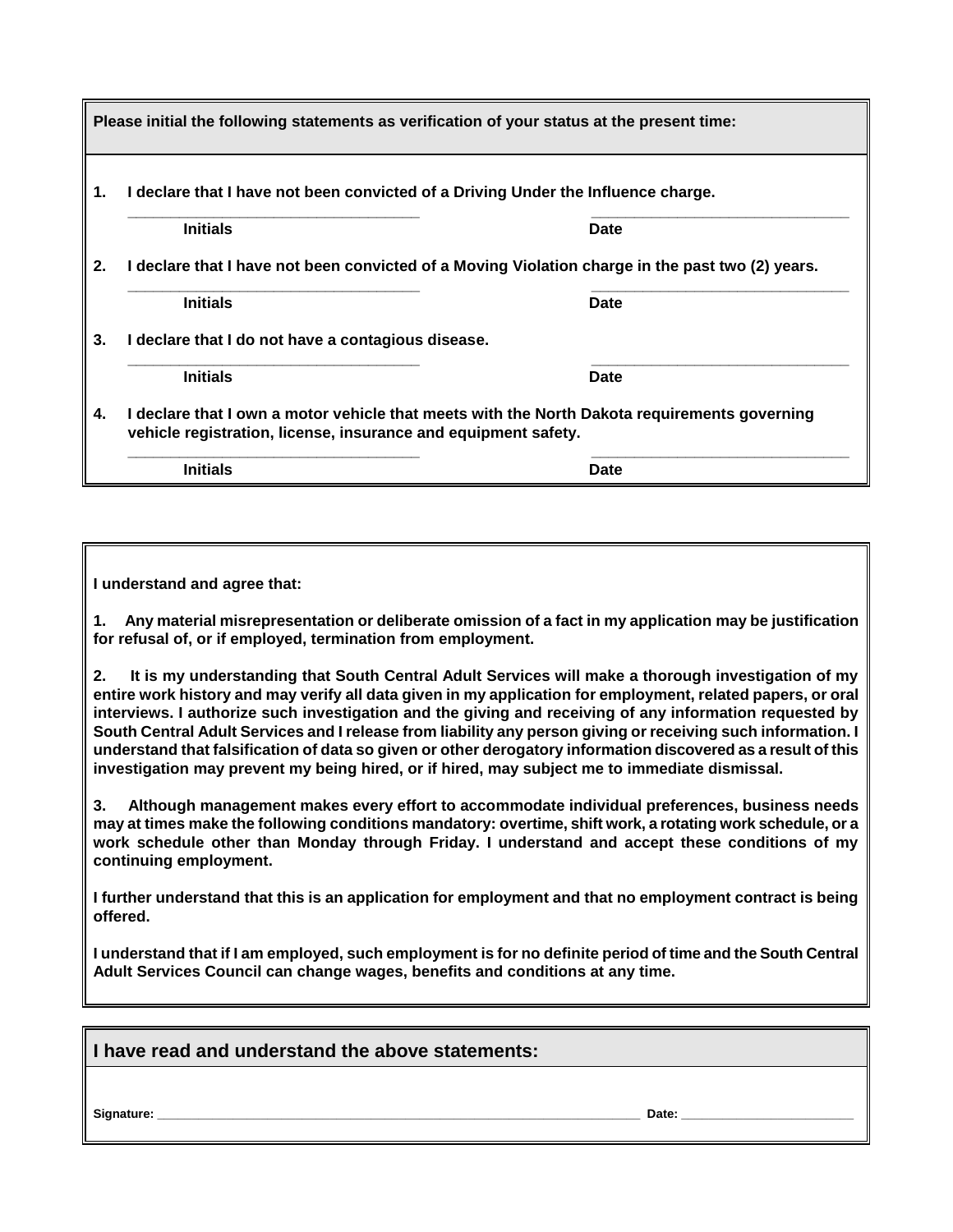**Please initial the following statements as verification of your status at the present time:**

1. **I declare that I have not been convicted of a Driving Under the Influence charge.**

   ______________________________ ______________________________
   **Initials** **Date**

2. **I declare that I have not been convicted of a Moving Violation charge in the past two (2) years.**

   ______________________________ ______________________________
   **Initials** **Date**

3. **I declare that I do not have a contagious disease.**

   ______________________________ ______________________________
   **Initials** **Date**

4. **I declare that I own a motor vehicle that meets with the North Dakota requirements governing vehicle registration, license, insurance and equipment safety.**

   ______________________________ ______________________________
   **Initials** **Date**

**I understand and agree that:**

**1. Any material misrepresentation or deliberate omission of a fact in my application may be justification for refusal of, or if employed, termination from employment.**

**2. It is my understanding that South Central Adult Services will make a thorough investigation of my entire work history and may verify all data given in my application for employment, related papers, or oral interviews. I authorize such investigation and the giving and receiving of any information requested by South Central Adult Services and I release from liability any person giving or receiving such information. I understand that falsification of data so given or other derogatory information discovered as a result of this investigation may prevent my being hired, or if hired, may subject me to immediate dismissal.**

**3. Although management makes every effort to accommodate individual preferences, business needs may at times make the following conditions mandatory: overtime, shift work, a rotating work schedule, or a work schedule other than Monday through Friday. I understand and accept these conditions of my continuing employment.**

**I further understand that this is an application for employment and that no employment contract is being offered.**

**I understand that if I am employed, such employment is for no definite period of time and the South Central Adult Services Council can change wages, benefits and conditions at any time.**

## I have read and understand the above statements:

**Signature:** ____________________________________________ **Date:** ____________________